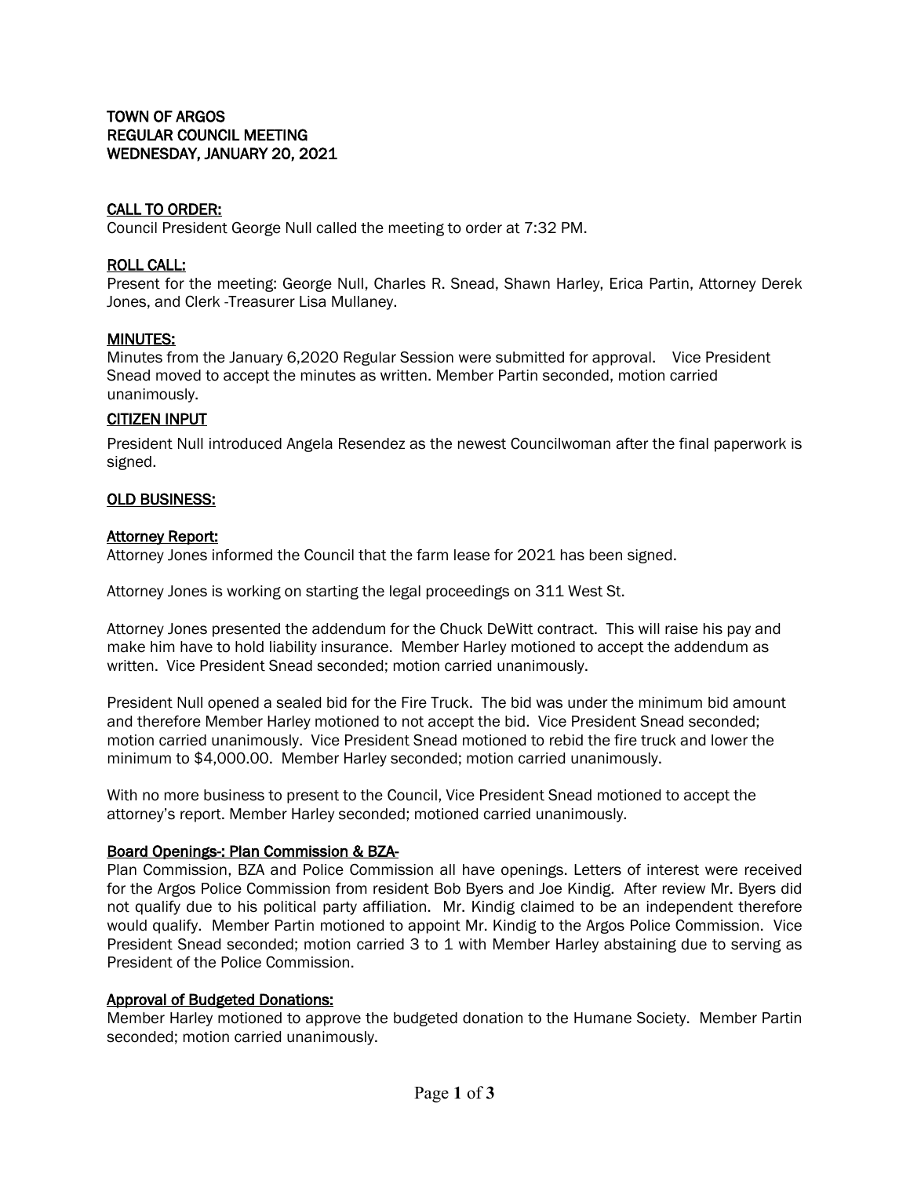# TOWN OF ARGOS
# REGULAR COUNCIL MEETING
# WEDNESDAY, JANUARY 20, 2021

## CALL TO ORDER:

Council President George Null called the meeting to order at 7:32 PM.

## ROLL CALL:

Present for the meeting: George Null, Charles R. Snead, Shawn Harley, Erica Partin, Attorney Derek Jones, and Clerk -Treasurer Lisa Mullaney.

## MINUTES:

Minutes from the January 6,2020 Regular Session were submitted for approval. Vice President Snead moved to accept the minutes as written. Member Partin seconded, motion carried unanimously.

## CITIZEN INPUT

President Null introduced Angela Resendez as the newest Councilwoman after the final paperwork is signed.

## OLD BUSINESS:

### Attorney Report:

Attorney Jones informed the Council that the farm lease for 2021 has been signed.

Attorney Jones is working on starting the legal proceedings on 311 West St.

Attorney Jones presented the addendum for the Chuck DeWitt contract. This will raise his pay and make him have to hold liability insurance. Member Harley motioned to accept the addendum as written. Vice President Snead seconded; motion carried unanimously.

President Null opened a sealed bid for the Fire Truck. The bid was under the minimum bid amount and therefore Member Harley motioned to not accept the bid. Vice President Snead seconded; motion carried unanimously. Vice President Snead motioned to rebid the fire truck and lower the minimum to $4,000.00. Member Harley seconded; motion carried unanimously.

With no more business to present to the Council, Vice President Snead motioned to accept the attorney's report. Member Harley seconded; motioned carried unanimously.

### Board Openings-: Plan Commission & BZA-

Plan Commission, BZA and Police Commission all have openings. Letters of interest were received for the Argos Police Commission from resident Bob Byers and Joe Kindig. After review Mr. Byers did not qualify due to his political party affiliation. Mr. Kindig claimed to be an independent therefore would qualify. Member Partin motioned to appoint Mr. Kindig to the Argos Police Commission. Vice President Snead seconded; motion carried 3 to 1 with Member Harley abstaining due to serving as President of the Police Commission.

### Approval of Budgeted Donations:

Member Harley motioned to approve the budgeted donation to the Humane Society. Member Partin seconded; motion carried unanimously.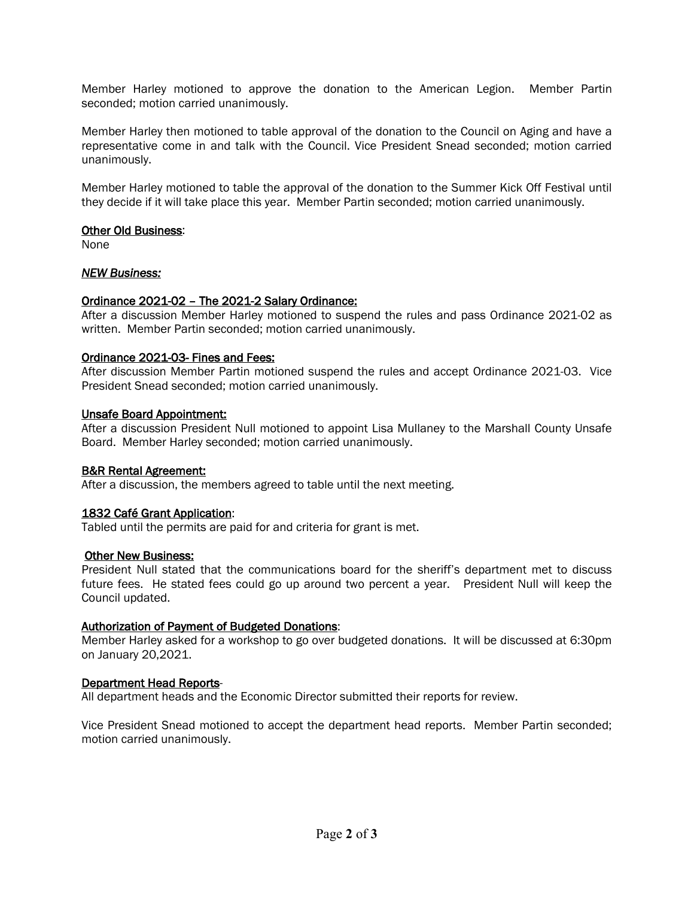Member Harley motioned to approve the donation to the American Legion. Member Partin seconded; motion carried unanimously.

Member Harley then motioned to table approval of the donation to the Council on Aging and have a representative come in and talk with the Council. Vice President Snead seconded; motion carried unanimously.

Member Harley motioned to table the approval of the donation to the Summer Kick Off Festival until they decide if it will take place this year. Member Partin seconded; motion carried unanimously.

Other Old Business:
None

***NEW Business:***

**Ordinance 2021-02 – The 2021-2 Salary Ordinance:**
After a discussion Member Harley motioned to suspend the rules and pass Ordinance 2021-02 as written. Member Partin seconded; motion carried unanimously.

**Ordinance 2021-03- Fines and Fees:**
After discussion Member Partin motioned suspend the rules and accept Ordinance 2021-03. Vice President Snead seconded; motion carried unanimously.

**Unsafe Board Appointment:**
After a discussion President Null motioned to appoint Lisa Mullaney to the Marshall County Unsafe Board. Member Harley seconded; motion carried unanimously.

**B&R Rental Agreement:**
After a discussion, the members agreed to table until the next meeting.

**1832 Café Grant Application:**
Tabled until the permits are paid for and criteria for grant is met.

**Other New Business:**
President Null stated that the communications board for the sheriff's department met to discuss future fees. He stated fees could go up around two percent a year. President Null will keep the Council updated.

**Authorization of Payment of Budgeted Donations:**
Member Harley asked for a workshop to go over budgeted donations. It will be discussed at 6:30pm on January 20,2021.

**Department Head Reports-**
All department heads and the Economic Director submitted their reports for review.

Vice President Snead motioned to accept the department head reports. Member Partin seconded; motion carried unanimously.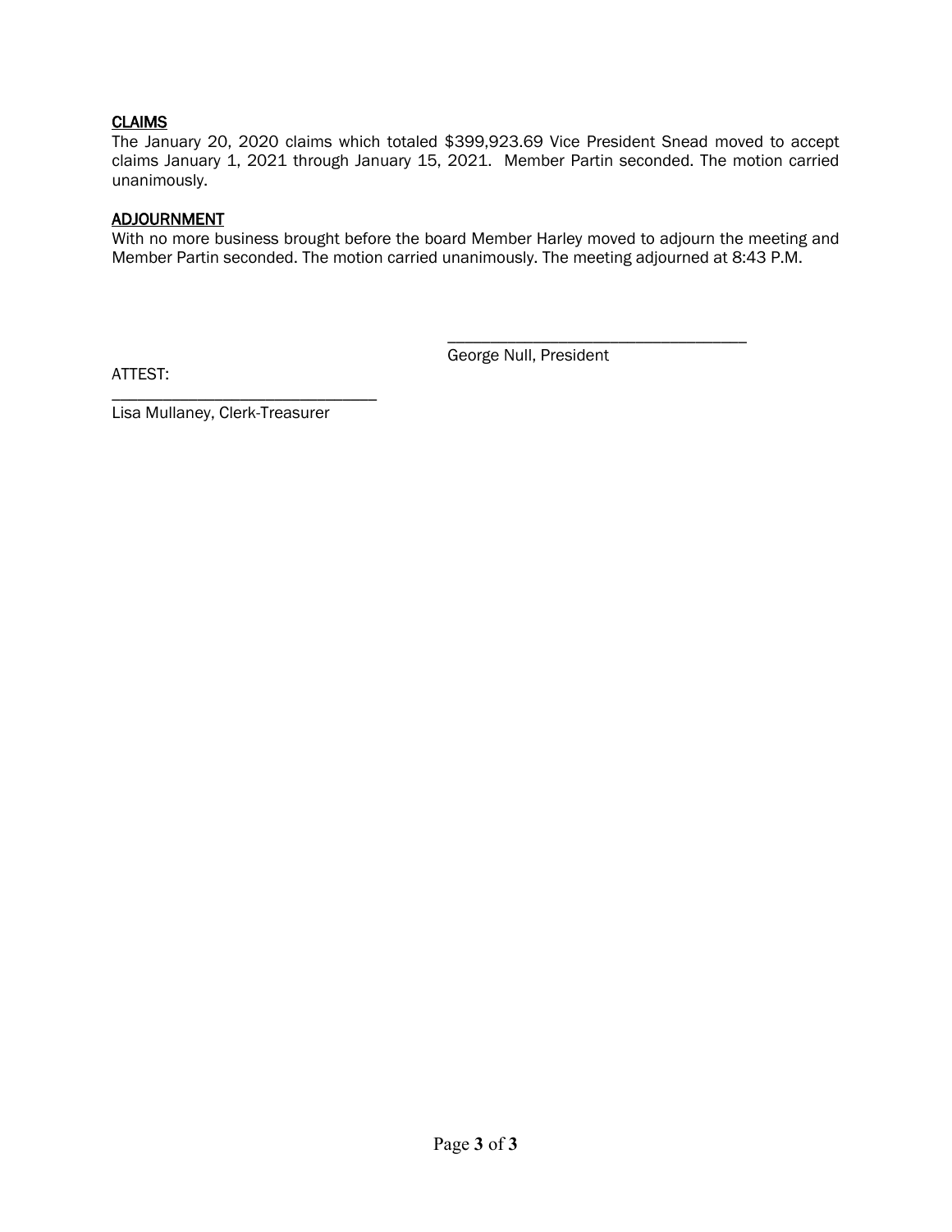**CLAIMS**

The January 20, 2020 claims which totaled $399,923.69 Vice President Snead moved to accept claims January 1, 2021 through January 15, 2021. Member Partin seconded. The motion carried unanimously.

**ADJOURNMENT**

With no more business brought before the board Member Harley moved to adjourn the meeting and Member Partin seconded. The motion carried unanimously. The meeting adjourned at 8:43 P.M.

___________________________________
George Null, President

ATTEST:

______________________________
Lisa Mullaney, Clerk-Treasurer